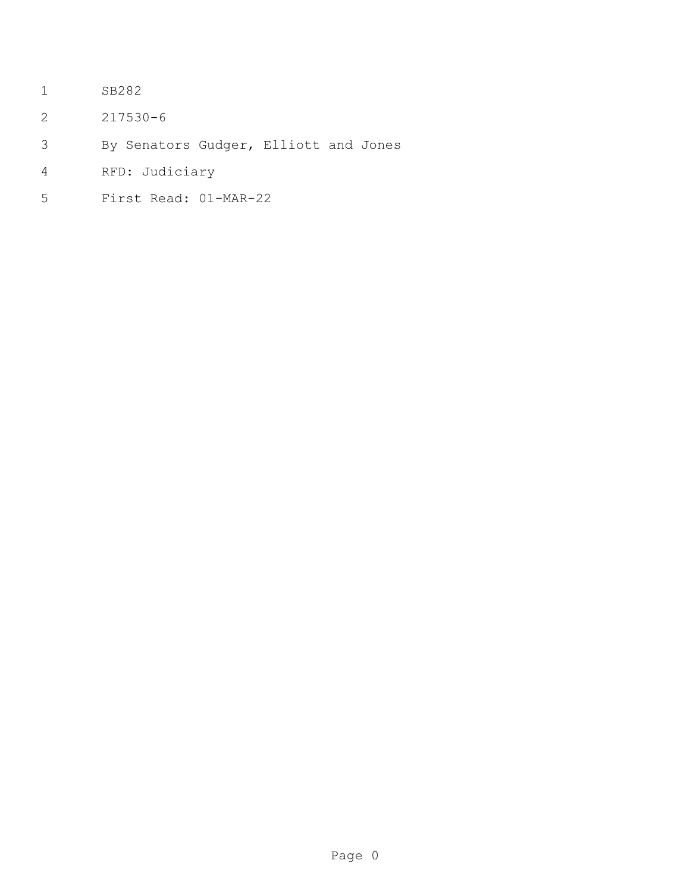SB282

217530-6

By Senators Gudger, Elliott and Jones

RFD: Judiciary

First Read: 01-MAR-22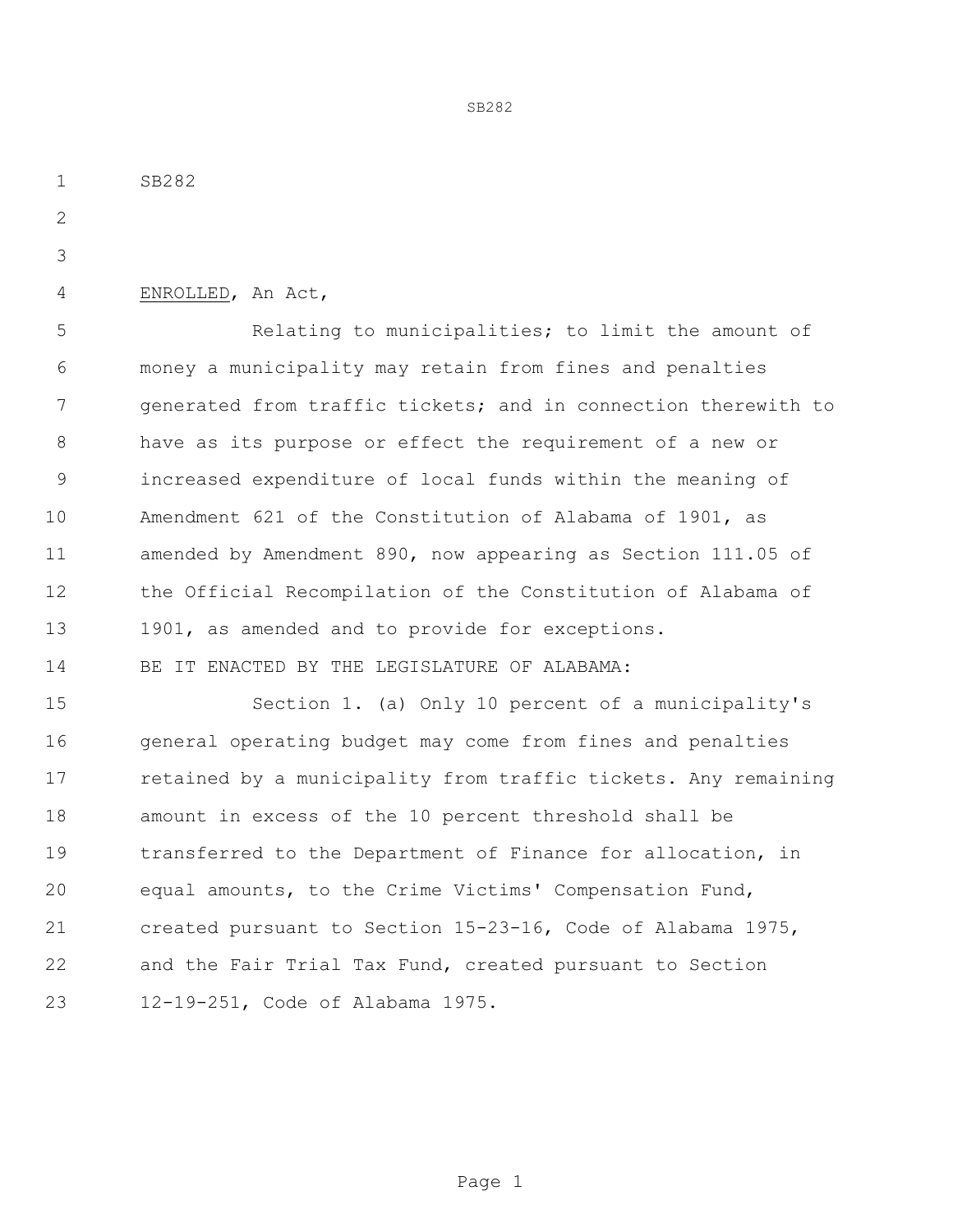SB282

ENROLLED, An Act,

Relating to municipalities; to limit the amount of money a municipality may retain from fines and penalties generated from traffic tickets; and in connection therewith to have as its purpose or effect the requirement of a new or increased expenditure of local funds within the meaning of Amendment 621 of the Constitution of Alabama of 1901, as amended by Amendment 890, now appearing as Section 111.05 of the Official Recompilation of the Constitution of Alabama of 1901, as amended and to provide for exceptions.

BE IT ENACTED BY THE LEGISLATURE OF ALABAMA:

Section 1. (a) Only 10 percent of a municipality's general operating budget may come from fines and penalties retained by a municipality from traffic tickets. Any remaining amount in excess of the 10 percent threshold shall be transferred to the Department of Finance for allocation, in equal amounts, to the Crime Victims' Compensation Fund, created pursuant to Section 15-23-16, Code of Alabama 1975, and the Fair Trial Tax Fund, created pursuant to Section 12-19-251, Code of Alabama 1975.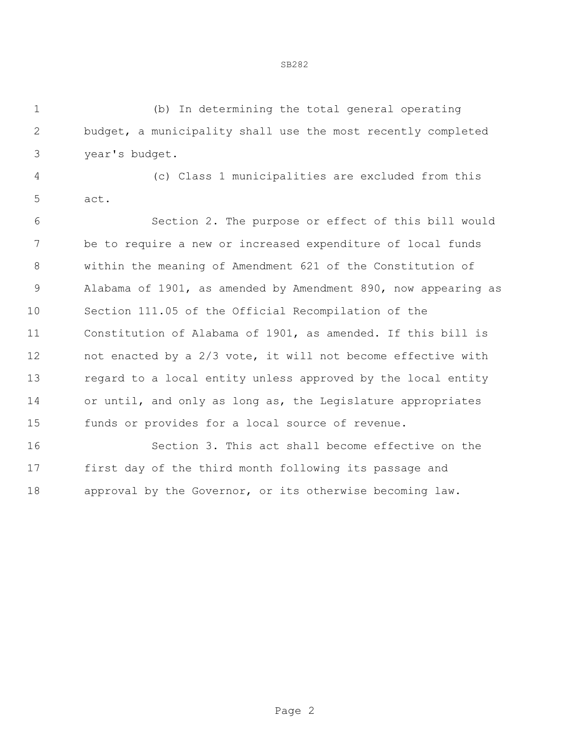(b) In determining the total general operating budget, a municipality shall use the most recently completed year's budget.

(c) Class 1 municipalities are excluded from this act.

Section 2. The purpose or effect of this bill would be to require a new or increased expenditure of local funds within the meaning of Amendment 621 of the Constitution of Alabama of 1901, as amended by Amendment 890, now appearing as Section 111.05 of the Official Recompilation of the Constitution of Alabama of 1901, as amended. If this bill is not enacted by a 2/3 vote, it will not become effective with regard to a local entity unless approved by the local entity or until, and only as long as, the Legislature appropriates funds or provides for a local source of revenue.

Section 3. This act shall become effective on the first day of the third month following its passage and approval by the Governor, or its otherwise becoming law.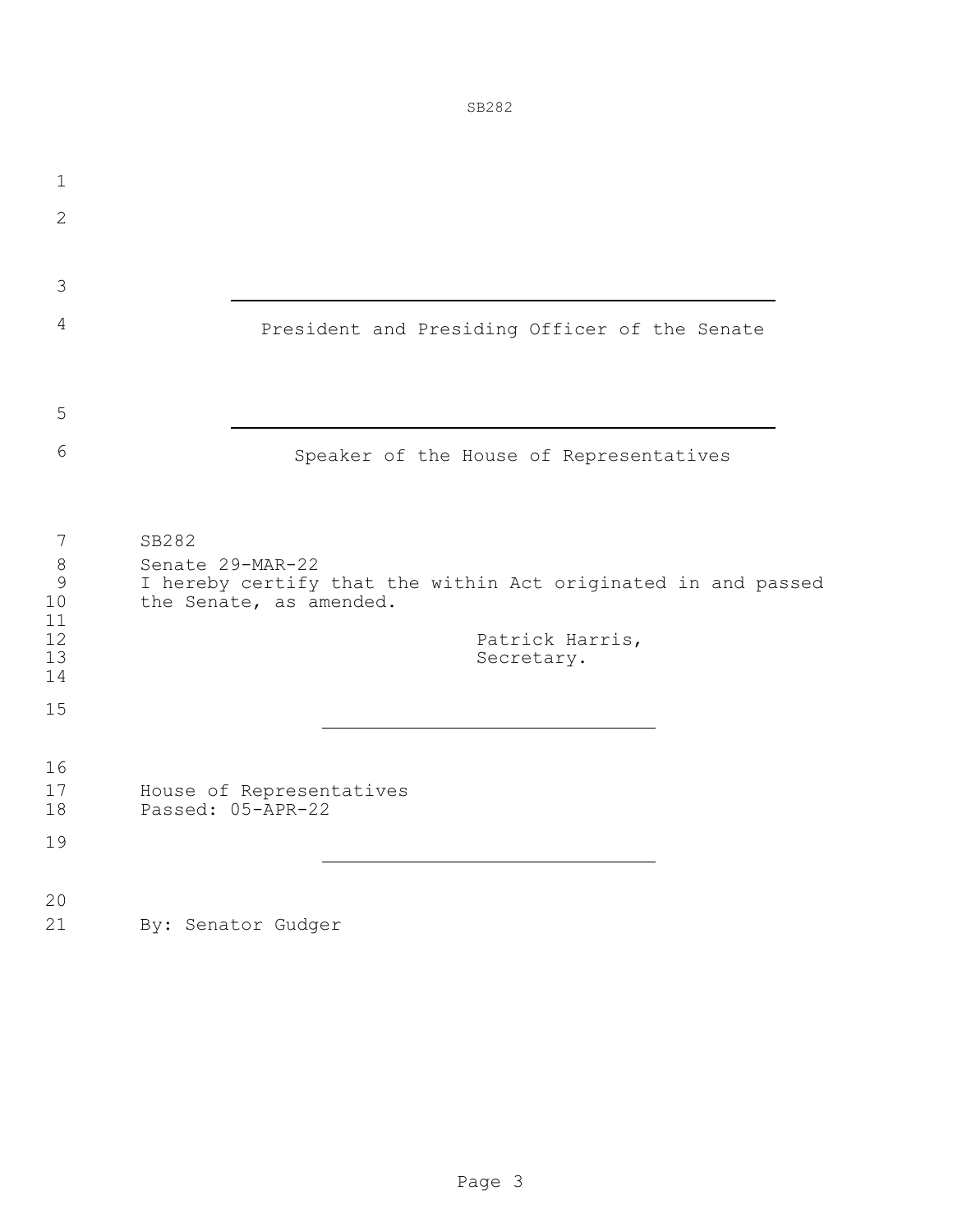\_\_\_\_\_\_\_\_\_\_\_\_\_\_\_\_\_\_\_\_\_\_\_\_\_\_\_\_\_\_\_\_\_\_\_\_\_\_\_\_\_\_\_\_\_\_\_\_\_\_\_\_

President and Presiding Officer of the Senate

\_\_\_\_\_\_\_\_\_\_\_\_\_\_\_\_\_\_\_\_\_\_\_\_\_\_\_\_\_\_\_\_\_\_\_\_\_\_\_\_\_\_\_\_\_\_\_\_\_\_\_\_

Speaker of the House of Representatives

SB282

Senate 29-MAR-22

I hereby certify that the within Act originated in and passed the Senate, as amended.

Patrick Harris,
Secretary.

\_\_\_\_\_\_\_\_\_\_\_\_\_\_\_\_\_\_\_\_\_\_\_\_\_\_\_\_\_\_\_\_

House of Representatives

Passed: 05-APR-22

\_\_\_\_\_\_\_\_\_\_\_\_\_\_\_\_\_\_\_\_\_\_\_\_\_\_\_\_\_\_\_\_

By: Senator Gudger